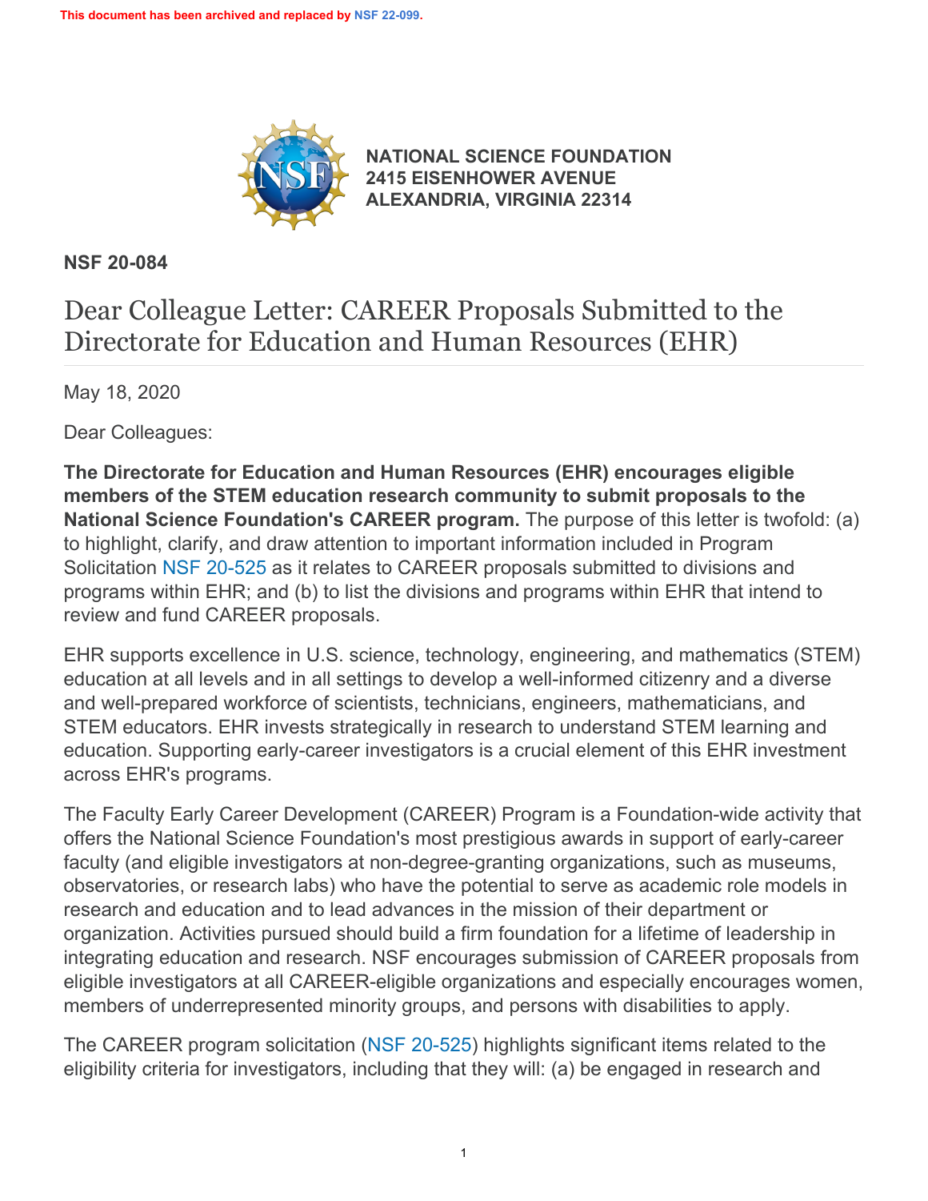This document has been archived and replaced by NSF 22-099.

**NATIONAL SCIENCE FOUNDATION**
**2415 EISENHOWER AVENUE**
**ALEXANDRIA, VIRGINIA 22314**

**NSF 20-084**

# Dear Colleague Letter: CAREER Proposals Submitted to the Directorate for Education and Human Resources (EHR)

May 18, 2020

Dear Colleagues:

**The Directorate for Education and Human Resources (EHR) encourages eligible members of the STEM education research community to submit proposals to the National Science Foundation's CAREER program.** The purpose of this letter is twofold: (a) to highlight, clarify, and draw attention to important information included in Program Solicitation NSF 20-525 as it relates to CAREER proposals submitted to divisions and programs within EHR; and (b) to list the divisions and programs within EHR that intend to review and fund CAREER proposals.

EHR supports excellence in U.S. science, technology, engineering, and mathematics (STEM) education at all levels and in all settings to develop a well-informed citizenry and a diverse and well-prepared workforce of scientists, technicians, engineers, mathematicians, and STEM educators. EHR invests strategically in research to understand STEM learning and education. Supporting early-career investigators is a crucial element of this EHR investment across EHR's programs.

The Faculty Early Career Development (CAREER) Program is a Foundation-wide activity that offers the National Science Foundation's most prestigious awards in support of early-career faculty (and eligible investigators at non-degree-granting organizations, such as museums, observatories, or research labs) who have the potential to serve as academic role models in research and education and to lead advances in the mission of their department or organization. Activities pursued should build a firm foundation for a lifetime of leadership in integrating education and research. NSF encourages submission of CAREER proposals from eligible investigators at all CAREER-eligible organizations and especially encourages women, members of underrepresented minority groups, and persons with disabilities to apply.

The CAREER program solicitation (NSF 20-525) highlights significant items related to the eligibility criteria for investigators, including that they will: (a) be engaged in research and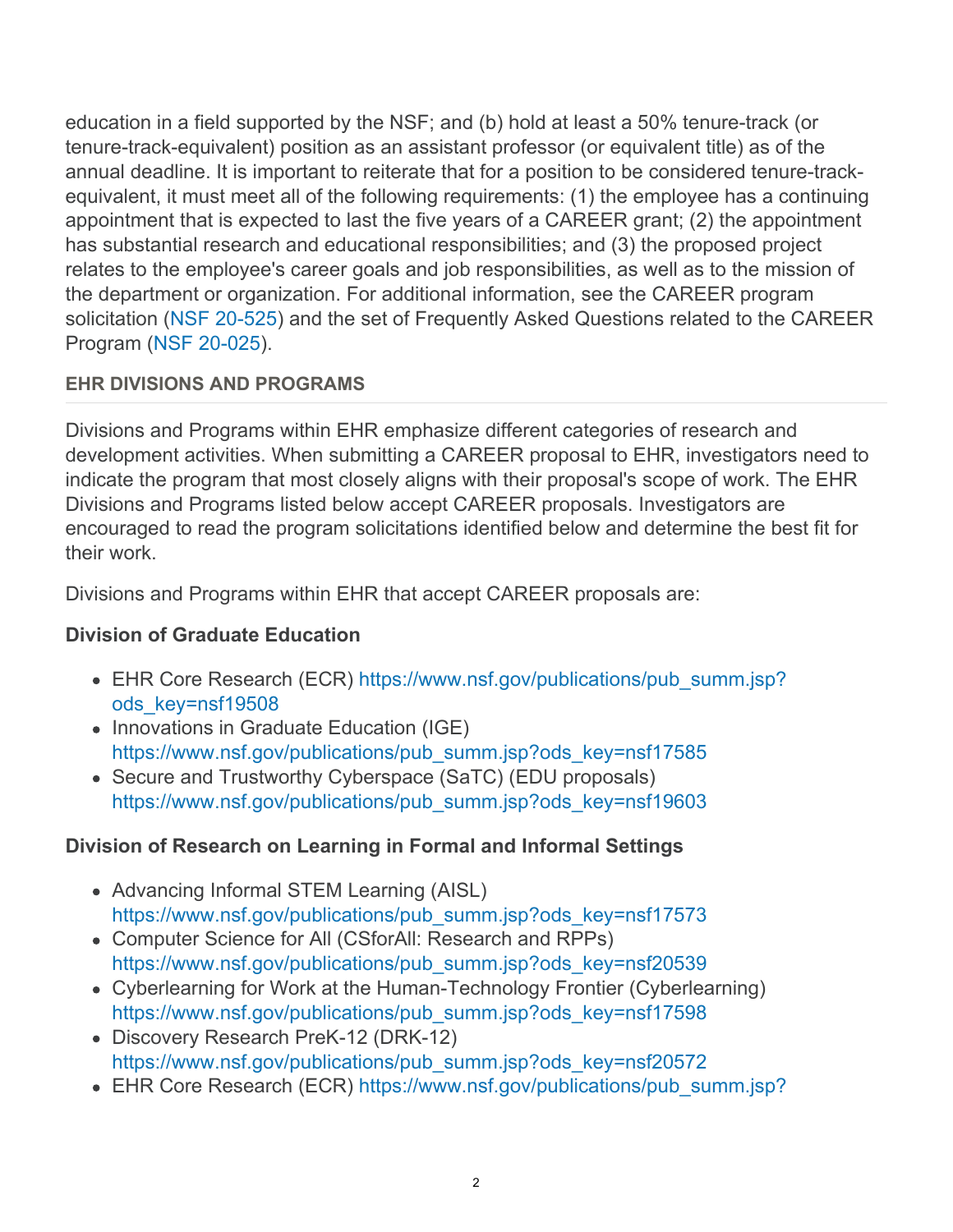education in a field supported by the NSF; and (b) hold at least a 50% tenure-track (or tenure-track-equivalent) position as an assistant professor (or equivalent title) as of the annual deadline. It is important to reiterate that for a position to be considered tenure-track-equivalent, it must meet all of the following requirements: (1) the employee has a continuing appointment that is expected to last the five years of a CAREER grant; (2) the appointment has substantial research and educational responsibilities; and (3) the proposed project relates to the employee's career goals and job responsibilities, as well as to the mission of the department or organization. For additional information, see the CAREER program solicitation (NSF 20-525) and the set of Frequently Asked Questions related to the CAREER Program (NSF 20-025).

## EHR DIVISIONS AND PROGRAMS

Divisions and Programs within EHR emphasize different categories of research and development activities. When submitting a CAREER proposal to EHR, investigators need to indicate the program that most closely aligns with their proposal's scope of work. The EHR Divisions and Programs listed below accept CAREER proposals. Investigators are encouraged to read the program solicitations identified below and determine the best fit for their work.

Divisions and Programs within EHR that accept CAREER proposals are:

### Division of Graduate Education

- EHR Core Research (ECR) https://www.nsf.gov/publications/pub_summ.jsp?ods_key=nsf19508
- Innovations in Graduate Education (IGE) https://www.nsf.gov/publications/pub_summ.jsp?ods_key=nsf17585
- Secure and Trustworthy Cyberspace (SaTC) (EDU proposals) https://www.nsf.gov/publications/pub_summ.jsp?ods_key=nsf19603

### Division of Research on Learning in Formal and Informal Settings

- Advancing Informal STEM Learning (AISL) https://www.nsf.gov/publications/pub_summ.jsp?ods_key=nsf17573
- Computer Science for All (CSforAll: Research and RPPs) https://www.nsf.gov/publications/pub_summ.jsp?ods_key=nsf20539
- Cyberlearning for Work at the Human-Technology Frontier (Cyberlearning) https://www.nsf.gov/publications/pub_summ.jsp?ods_key=nsf17598
- Discovery Research PreK-12 (DRK-12) https://www.nsf.gov/publications/pub_summ.jsp?ods_key=nsf20572
- EHR Core Research (ECR) https://www.nsf.gov/publications/pub_summ.jsp?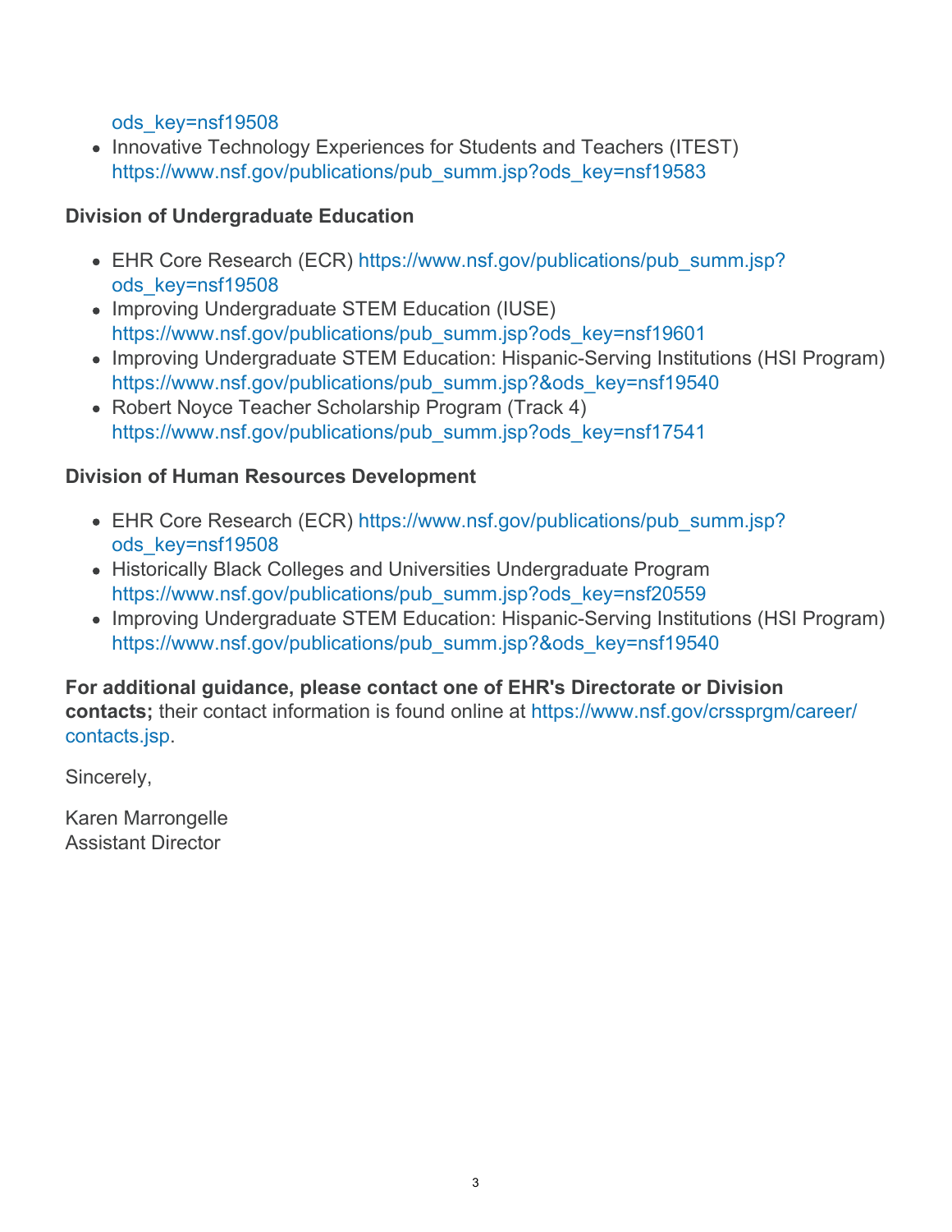ods_key=nsf19508
- Innovative Technology Experiences for Students and Teachers (ITEST) https://www.nsf.gov/publications/pub_summ.jsp?ods_key=nsf19583

**Division of Undergraduate Education**

- EHR Core Research (ECR) https://www.nsf.gov/publications/pub_summ.jsp?ods_key=nsf19508
- Improving Undergraduate STEM Education (IUSE) https://www.nsf.gov/publications/pub_summ.jsp?ods_key=nsf19601
- Improving Undergraduate STEM Education: Hispanic-Serving Institutions (HSI Program) https://www.nsf.gov/publications/pub_summ.jsp?&ods_key=nsf19540
- Robert Noyce Teacher Scholarship Program (Track 4) https://www.nsf.gov/publications/pub_summ.jsp?ods_key=nsf17541

**Division of Human Resources Development**

- EHR Core Research (ECR) https://www.nsf.gov/publications/pub_summ.jsp?ods_key=nsf19508
- Historically Black Colleges and Universities Undergraduate Program https://www.nsf.gov/publications/pub_summ.jsp?ods_key=nsf20559
- Improving Undergraduate STEM Education: Hispanic-Serving Institutions (HSI Program) https://www.nsf.gov/publications/pub_summ.jsp?&ods_key=nsf19540

**For additional guidance, please contact one of EHR's Directorate or Division contacts;** their contact information is found online at https://www.nsf.gov/crssprgm/career/contacts.jsp.

Sincerely,

Karen Marrongelle
Assistant Director